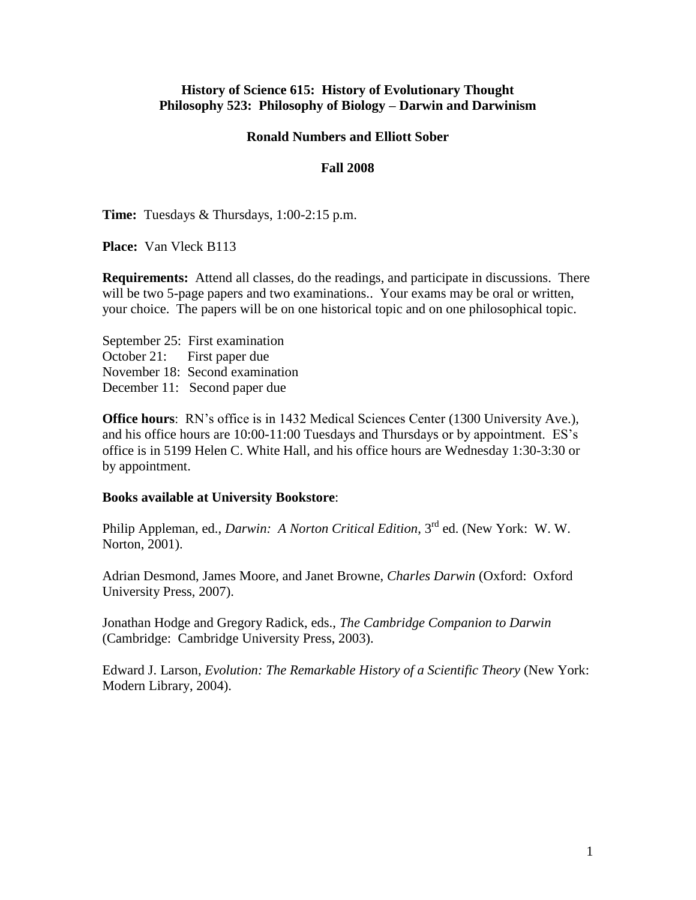**History of Science 615: History of Evolutionary Thought**
**Philosophy 523: Philosophy of Biology – Darwin and Darwinism**

**Ronald Numbers and Elliott Sober**

**Fall 2008**

**Time:** Tuesdays & Thursdays, 1:00-2:15 p.m.

**Place:** Van Vleck B113

**Requirements:** Attend all classes, do the readings, and participate in discussions. There will be two 5-page papers and two examinations.. Your exams may be oral or written, your choice. The papers will be on one historical topic and on one philosophical topic.

September 25: First examination
October 21: First paper due
November 18: Second examination
December 11: Second paper due

**Office hours**: RN's office is in 1432 Medical Sciences Center (1300 University Ave.), and his office hours are 10:00-11:00 Tuesdays and Thursdays or by appointment. ES's office is in 5199 Helen C. White Hall, and his office hours are Wednesday 1:30-3:30 or by appointment.

**Books available at University Bookstore**:

Philip Appleman, ed., *Darwin: A Norton Critical Edition*, 3rd ed. (New York: W. W. Norton, 2001).

Adrian Desmond, James Moore, and Janet Browne, *Charles Darwin* (Oxford: Oxford University Press, 2007).

Jonathan Hodge and Gregory Radick, eds., *The Cambridge Companion to Darwin* (Cambridge: Cambridge University Press, 2003).

Edward J. Larson, *Evolution: The Remarkable History of a Scientific Theory* (New York: Modern Library, 2004).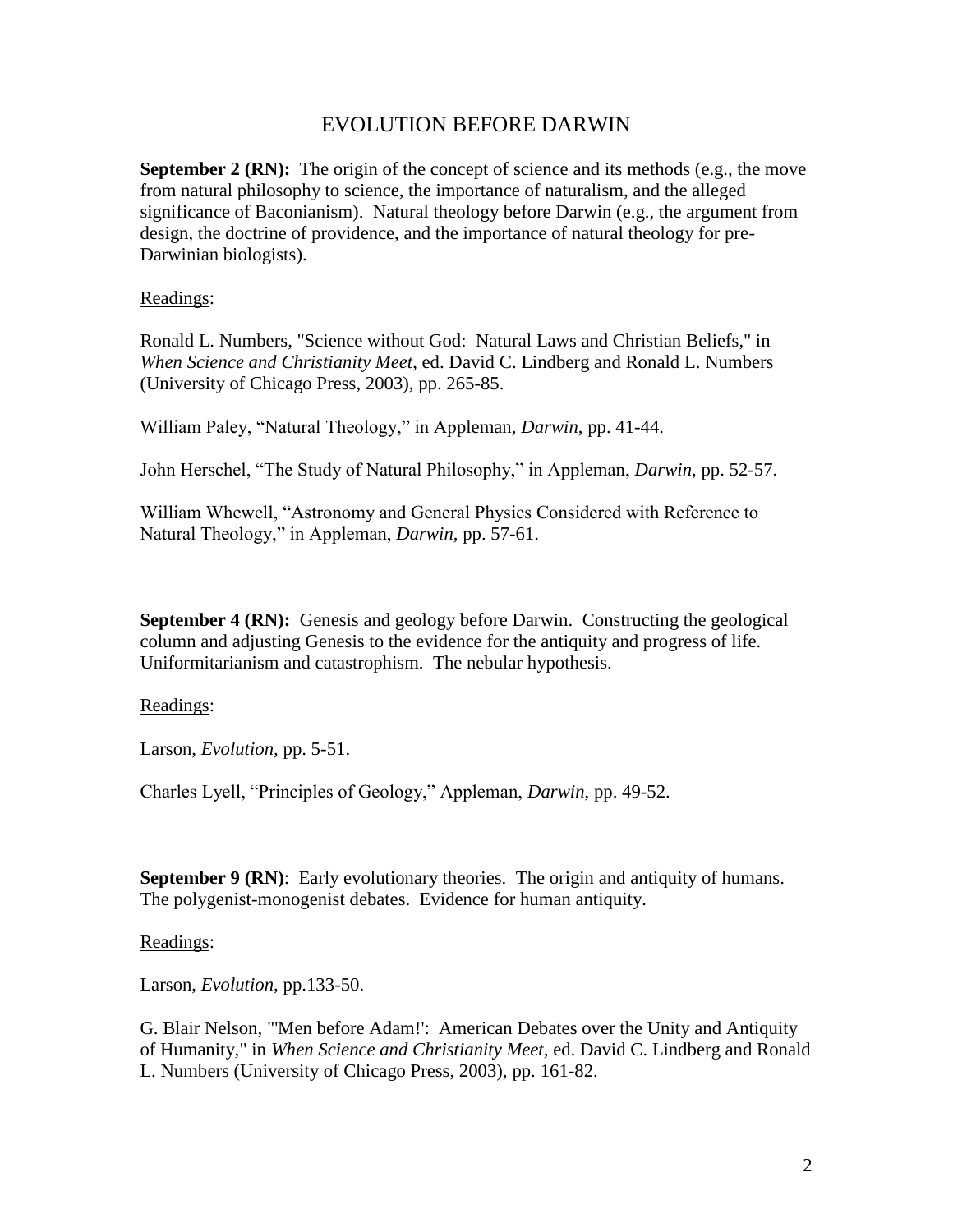# EVOLUTION BEFORE DARWIN

**September 2 (RN):** The origin of the concept of science and its methods (e.g., the move from natural philosophy to science, the importance of naturalism, and the alleged significance of Baconianism). Natural theology before Darwin (e.g., the argument from design, the doctrine of providence, and the importance of natural theology for pre-Darwinian biologists).

Readings:

Ronald L. Numbers, "Science without God: Natural Laws and Christian Beliefs," in *When Science and Christianity Meet*, ed. David C. Lindberg and Ronald L. Numbers (University of Chicago Press, 2003), pp. 265-85.

William Paley, "Natural Theology," in Appleman, *Darwin*, pp. 41-44.

John Herschel, "The Study of Natural Philosophy," in Appleman, *Darwin*, pp. 52-57.

William Whewell, "Astronomy and General Physics Considered with Reference to Natural Theology," in Appleman, *Darwin*, pp. 57-61.

**September 4 (RN):** Genesis and geology before Darwin. Constructing the geological column and adjusting Genesis to the evidence for the antiquity and progress of life. Uniformitarianism and catastrophism. The nebular hypothesis.

Readings:

Larson, *Evolution,* pp. 5-51.

Charles Lyell, "Principles of Geology," Appleman, *Darwin*, pp. 49-52.

**September 9 (RN)**: Early evolutionary theories. The origin and antiquity of humans. The polygenist-monogenist debates. Evidence for human antiquity.

Readings:

Larson, *Evolution*, pp.133-50.

G. Blair Nelson, "'Men before Adam!': American Debates over the Unity and Antiquity of Humanity," in *When Science and Christianity Meet*, ed. David C. Lindberg and Ronald L. Numbers (University of Chicago Press, 2003), pp. 161-82.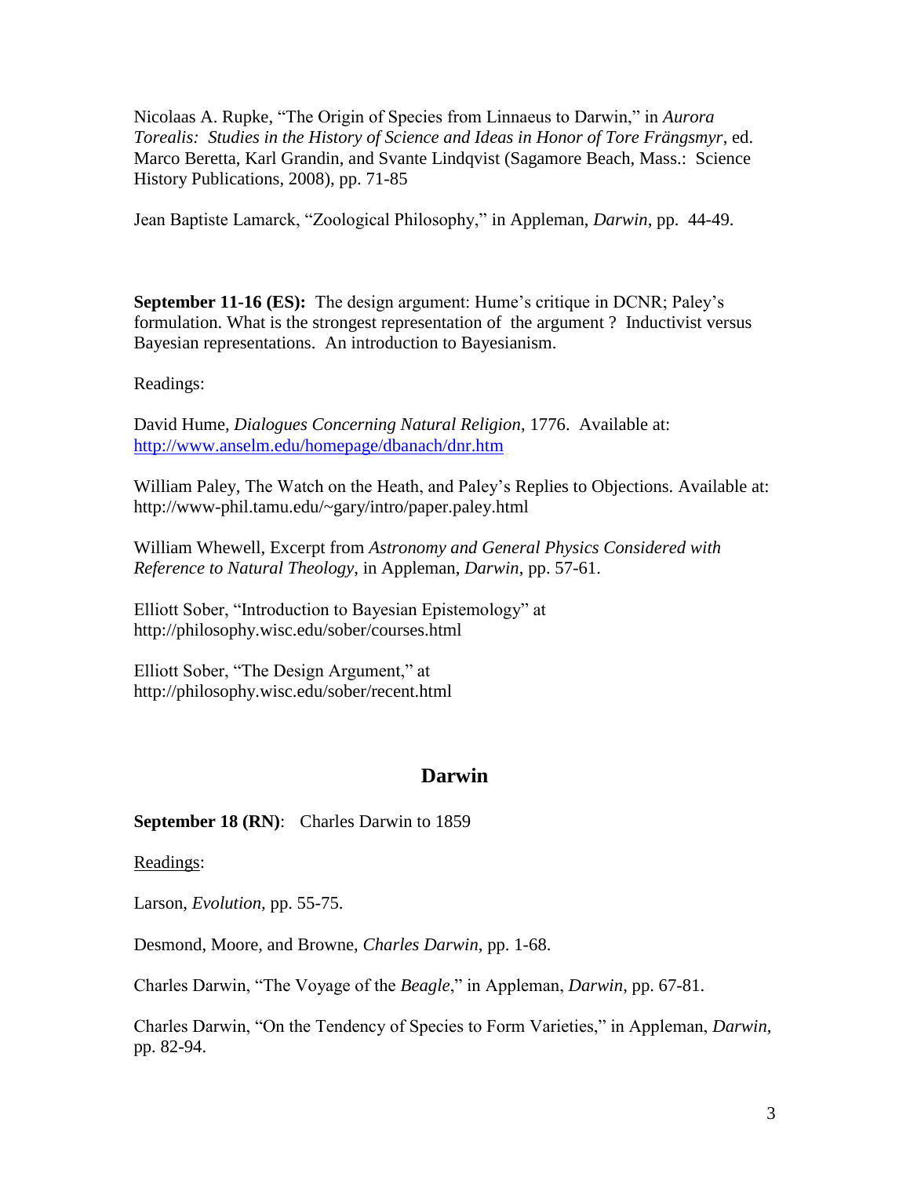Nicolaas A. Rupke, "The Origin of Species from Linnaeus to Darwin," in *Aurora Torealis: Studies in the History of Science and Ideas in Honor of Tore Frängsmyr*, ed. Marco Beretta, Karl Grandin, and Svante Lindqvist (Sagamore Beach, Mass.: Science History Publications, 2008), pp. 71-85

Jean Baptiste Lamarck, "Zoological Philosophy," in Appleman, *Darwin*, pp. 44-49.

**September 11-16 (ES):** The design argument: Hume's critique in DCNR; Paley's formulation. What is the strongest representation of the argument ? Inductivist versus Bayesian representations. An introduction to Bayesianism.

Readings:

David Hume, *Dialogues Concerning Natural Religion*, 1776. Available at: http://www.anselm.edu/homepage/dbanach/dnr.htm

William Paley, The Watch on the Heath, and Paley's Replies to Objections. Available at: http://www-phil.tamu.edu/~gary/intro/paper.paley.html

William Whewell, Excerpt from *Astronomy and General Physics Considered with Reference to Natural Theology*, in Appleman, *Darwin*, pp. 57-61.

Elliott Sober, "Introduction to Bayesian Epistemology" at http://philosophy.wisc.edu/sober/courses.html

Elliott Sober, "The Design Argument," at http://philosophy.wisc.edu/sober/recent.html

## Darwin

**September 18 (RN)**: Charles Darwin to 1859

Readings:

Larson, *Evolution*, pp. 55-75.

Desmond, Moore, and Browne, *Charles Darwin*, pp. 1-68.

Charles Darwin, "The Voyage of the *Beagle*," in Appleman, *Darwin*, pp. 67-81.

Charles Darwin, "On the Tendency of Species to Form Varieties," in Appleman, *Darwin*, pp. 82-94.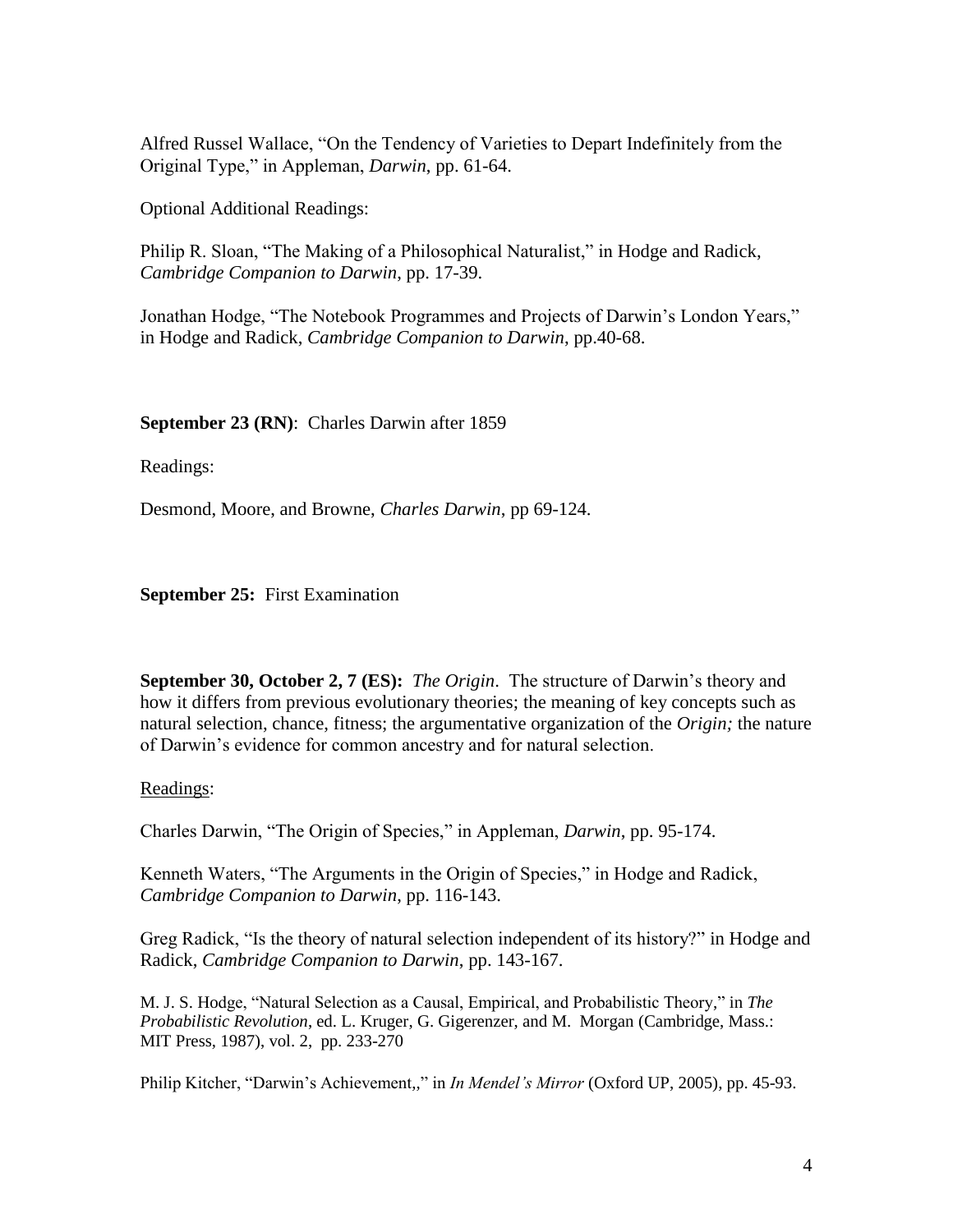Alfred Russel Wallace, "On the Tendency of Varieties to Depart Indefinitely from the Original Type," in Appleman, *Darwin*, pp. 61-64.

Optional Additional Readings:

Philip R. Sloan, "The Making of a Philosophical Naturalist," in Hodge and Radick, *Cambridge Companion to Darwin*, pp. 17-39.

Jonathan Hodge, "The Notebook Programmes and Projects of Darwin's London Years," in Hodge and Radick, *Cambridge Companion to Darwin*, pp.40-68.

**September 23 (RN)**: Charles Darwin after 1859

Readings:

Desmond, Moore, and Browne, *Charles Darwin*, pp 69-124.

**September 25:** First Examination

**September 30, October 2, 7 (ES):** *The Origin*. The structure of Darwin's theory and how it differs from previous evolutionary theories; the meaning of key concepts such as natural selection, chance, fitness; the argumentative organization of the *Origin;* the nature of Darwin's evidence for common ancestry and for natural selection.

Readings:

Charles Darwin, "The Origin of Species," in Appleman, *Darwin*, pp. 95-174.

Kenneth Waters, "The Arguments in the Origin of Species," in Hodge and Radick, *Cambridge Companion to Darwin*, pp. 116-143.

Greg Radick, "Is the theory of natural selection independent of its history?" in Hodge and Radick, *Cambridge Companion to Darwin*, pp. 143-167.

M. J. S. Hodge, "Natural Selection as a Causal, Empirical, and Probabilistic Theory," in *The Probabilistic Revolution*, ed. L. Kruger, G. Gigerenzer, and M. Morgan (Cambridge, Mass.: MIT Press, 1987), vol. 2, pp. 233-270

Philip Kitcher, "Darwin's Achievement,," in *In Mendel's Mirror* (Oxford UP, 2005), pp. 45-93.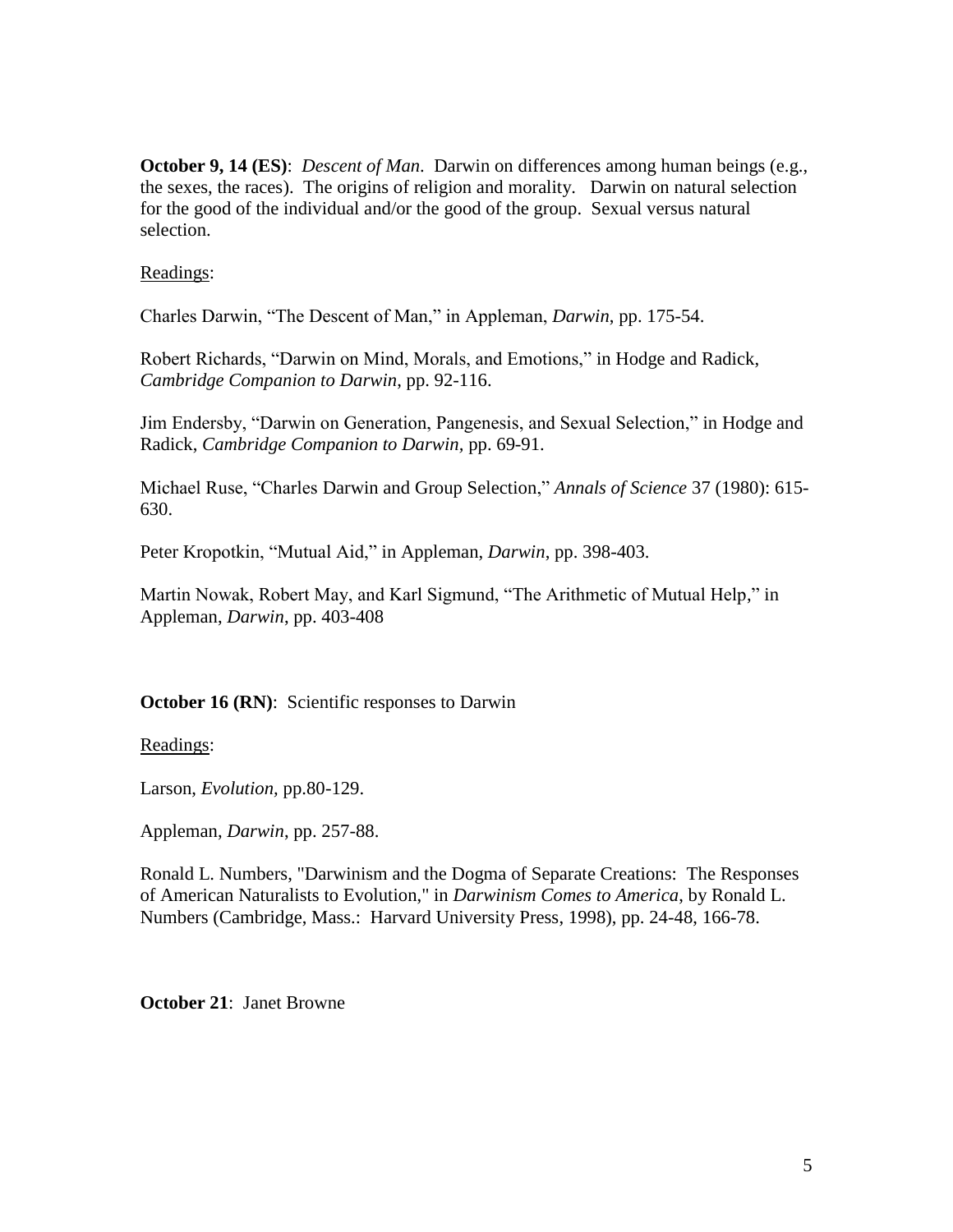**October 9, 14 (ES)**: *Descent of Man*. Darwin on differences among human beings (e.g., the sexes, the races). The origins of religion and morality. Darwin on natural selection for the good of the individual and/or the good of the group. Sexual versus natural selection.

<u>Readings</u>:

Charles Darwin, "The Descent of Man," in Appleman, *Darwin*, pp. 175-54.

Robert Richards, "Darwin on Mind, Morals, and Emotions," in Hodge and Radick, *Cambridge Companion to Darwin*, pp. 92-116.

Jim Endersby, "Darwin on Generation, Pangenesis, and Sexual Selection," in Hodge and Radick, *Cambridge Companion to Darwin*, pp. 69-91.

Michael Ruse, "Charles Darwin and Group Selection," *Annals of Science* 37 (1980): 615-630.

Peter Kropotkin, "Mutual Aid," in Appleman, *Darwin*, pp. 398-403.

Martin Nowak, Robert May, and Karl Sigmund, "The Arithmetic of Mutual Help," in Appleman, *Darwin*, pp. 403-408

**October 16 (RN)**: Scientific responses to Darwin

<u>Readings</u>:

Larson, *Evolution*, pp.80-129.

Appleman, *Darwin*, pp. 257-88.

Ronald L. Numbers, "Darwinism and the Dogma of Separate Creations: The Responses of American Naturalists to Evolution," in *Darwinism Comes to America*, by Ronald L. Numbers (Cambridge, Mass.: Harvard University Press, 1998), pp. 24-48, 166-78.

**October 21**: Janet Browne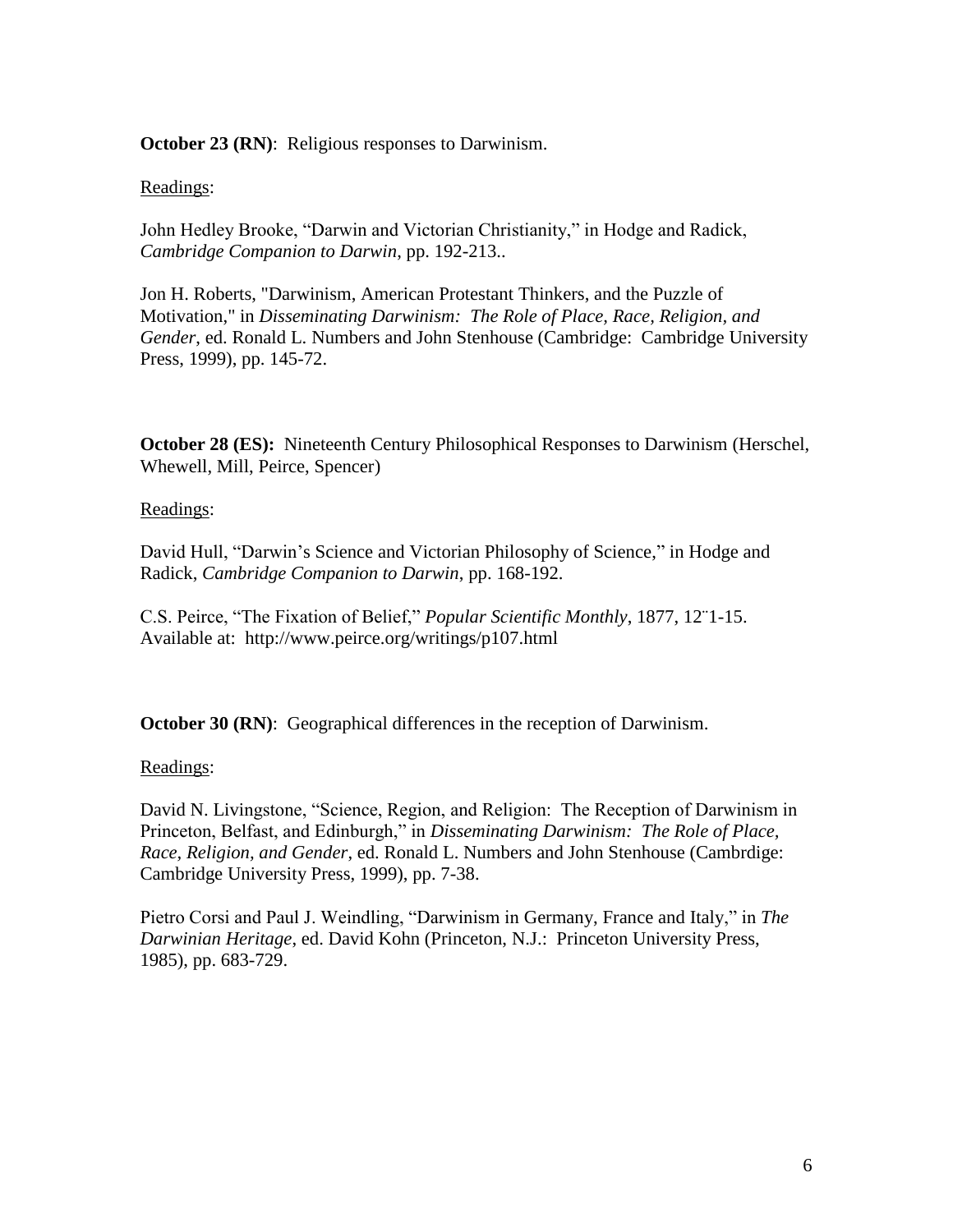**October 23 (RN)**: Religious responses to Darwinism.

Readings:

John Hedley Brooke, "Darwin and Victorian Christianity," in Hodge and Radick, *Cambridge Companion to Darwin*, pp. 192-213..

Jon H. Roberts, "Darwinism, American Protestant Thinkers, and the Puzzle of Motivation," in *Disseminating Darwinism: The Role of Place, Race, Religion, and Gender*, ed. Ronald L. Numbers and John Stenhouse (Cambridge: Cambridge University Press, 1999), pp. 145-72.

**October 28 (ES):** Nineteenth Century Philosophical Responses to Darwinism (Herschel, Whewell, Mill, Peirce, Spencer)

Readings:

David Hull, "Darwin's Science and Victorian Philosophy of Science," in Hodge and Radick, *Cambridge Companion to Darwin*, pp. 168-192.

C.S. Peirce, "The Fixation of Belief," *Popular Scientific Monthly*, 1877, 12¨1-15. Available at: http://www.peirce.org/writings/p107.html

**October 30 (RN)**: Geographical differences in the reception of Darwinism.

Readings:

David N. Livingstone, "Science, Region, and Religion: The Reception of Darwinism in Princeton, Belfast, and Edinburgh," in *Disseminating Darwinism: The Role of Place, Race, Religion, and Gender*, ed. Ronald L. Numbers and John Stenhouse (Cambrdige: Cambridge University Press, 1999), pp. 7-38.

Pietro Corsi and Paul J. Weindling, "Darwinism in Germany, France and Italy," in *The Darwinian Heritage*, ed. David Kohn (Princeton, N.J.: Princeton University Press, 1985), pp. 683-729.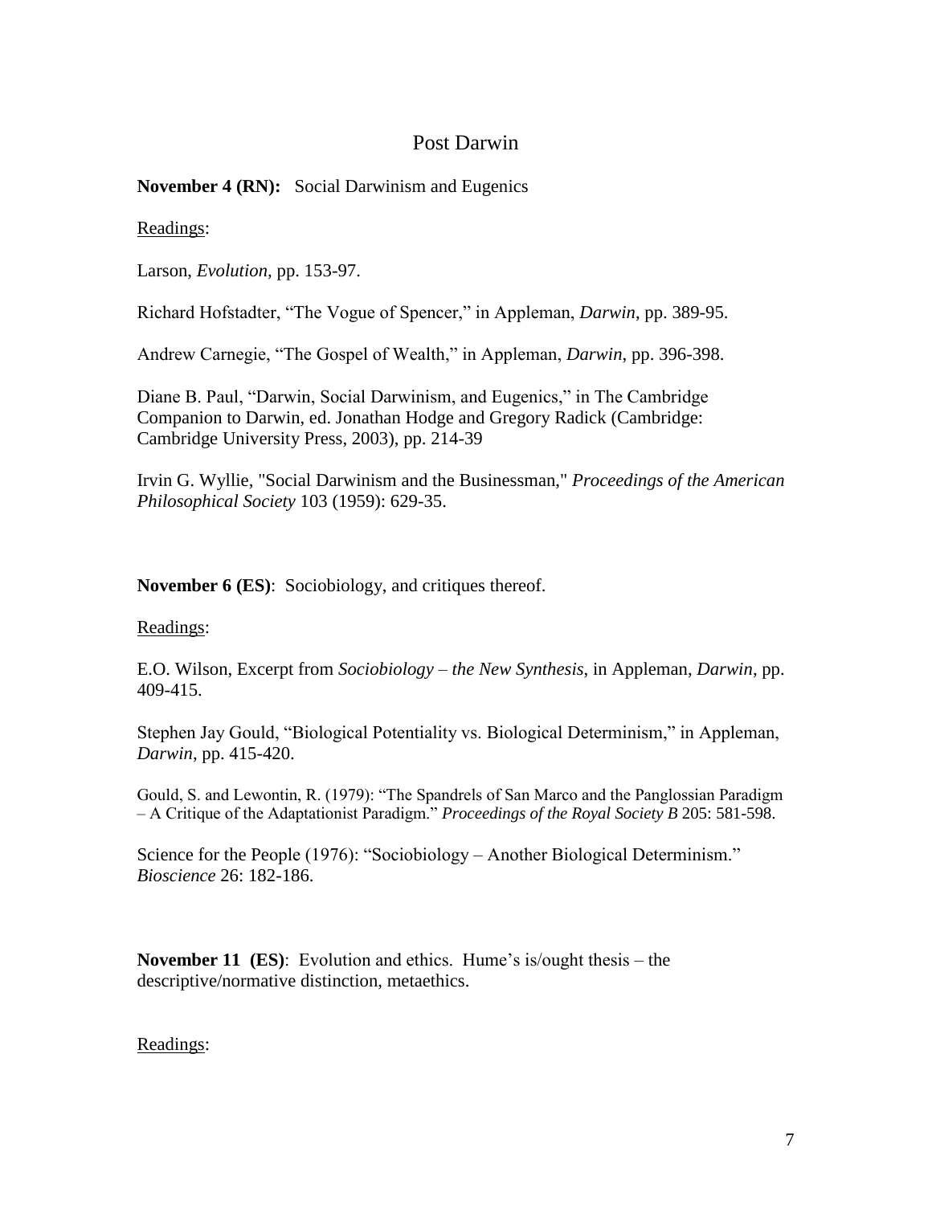# Post Darwin

**November 4 (RN):** Social Darwinism and Eugenics

Readings:

Larson, *Evolution,* pp. 153-97.

Richard Hofstadter, "The Vogue of Spencer," in Appleman, *Darwin*, pp. 389-95.

Andrew Carnegie, "The Gospel of Wealth," in Appleman, *Darwin*, pp. 396-398.

Diane B. Paul, "Darwin, Social Darwinism, and Eugenics," in The Cambridge Companion to Darwin, ed. Jonathan Hodge and Gregory Radick (Cambridge: Cambridge University Press, 2003), pp. 214-39

Irvin G. Wyllie, "Social Darwinism and the Businessman," *Proceedings of the American Philosophical Society* 103 (1959): 629-35.

**November 6 (ES)**: Sociobiology, and critiques thereof.

Readings:

E.O. Wilson, Excerpt from *Sociobiology – the New Synthesis*, in Appleman, *Darwin*, pp. 409-415.

Stephen Jay Gould, "Biological Potentiality vs. Biological Determinism," in Appleman, *Darwin*, pp. 415-420.

Gould, S. and Lewontin, R. (1979): "The Spandrels of San Marco and the Panglossian Paradigm – A Critique of the Adaptationist Paradigm." *Proceedings of the Royal Society B* 205: 581-598.

Science for the People (1976): "Sociobiology – Another Biological Determinism." *Bioscience* 26: 182-186.

**November 11 (ES)**: Evolution and ethics. Hume's is/ought thesis – the descriptive/normative distinction, metaethics.

Readings: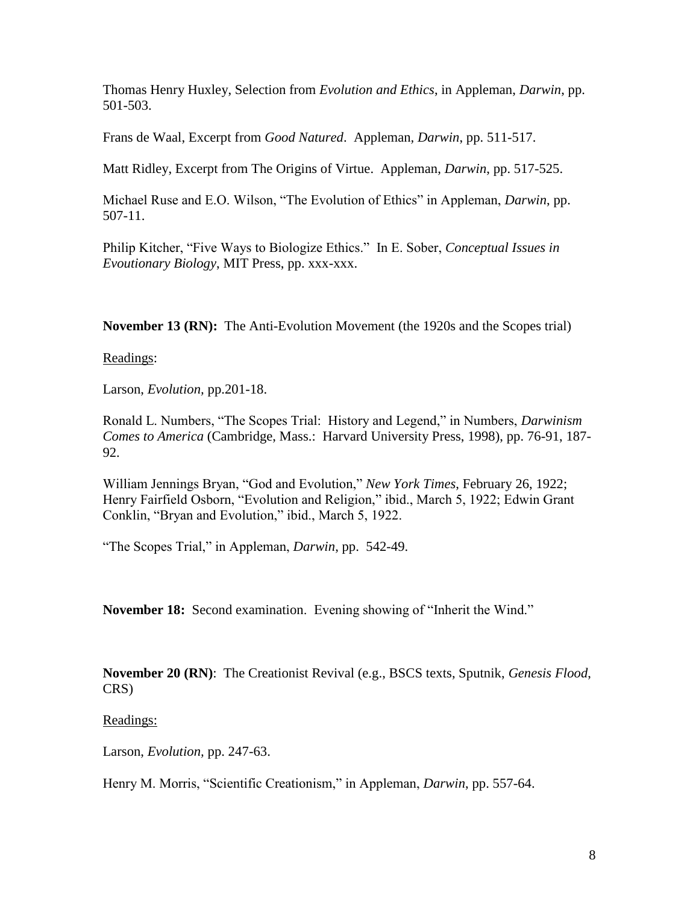Thomas Henry Huxley, Selection from *Evolution and Ethics*, in Appleman, *Darwin*, pp. 501-503.

Frans de Waal, Excerpt from *Good Natured*. Appleman, *Darwin*, pp. 511-517.

Matt Ridley, Excerpt from The Origins of Virtue. Appleman, *Darwin*, pp. 517-525.

Michael Ruse and E.O. Wilson, "The Evolution of Ethics" in Appleman, *Darwin*, pp. 507-11.

Philip Kitcher, "Five Ways to Biologize Ethics." In E. Sober, *Conceptual Issues in Evoutionary Biology*, MIT Press, pp. xxx-xxx.

**November 13 (RN):** The Anti-Evolution Movement (the 1920s and the Scopes trial)

Readings:

Larson, *Evolution*, pp.201-18.

Ronald L. Numbers, "The Scopes Trial: History and Legend," in Numbers, *Darwinism Comes to America* (Cambridge, Mass.: Harvard University Press, 1998), pp. 76-91, 187-92.

William Jennings Bryan, "God and Evolution," *New York Times*, February 26, 1922; Henry Fairfield Osborn, "Evolution and Religion," ibid., March 5, 1922; Edwin Grant Conklin, "Bryan and Evolution," ibid., March 5, 1922.

"The Scopes Trial," in Appleman, *Darwin*, pp. 542-49.

**November 18:** Second examination. Evening showing of "Inherit the Wind."

**November 20 (RN)**: The Creationist Revival (e.g., BSCS texts, Sputnik, *Genesis Flood*, CRS)

Readings:

Larson, *Evolution*, pp. 247-63.

Henry M. Morris, "Scientific Creationism," in Appleman, *Darwin*, pp. 557-64.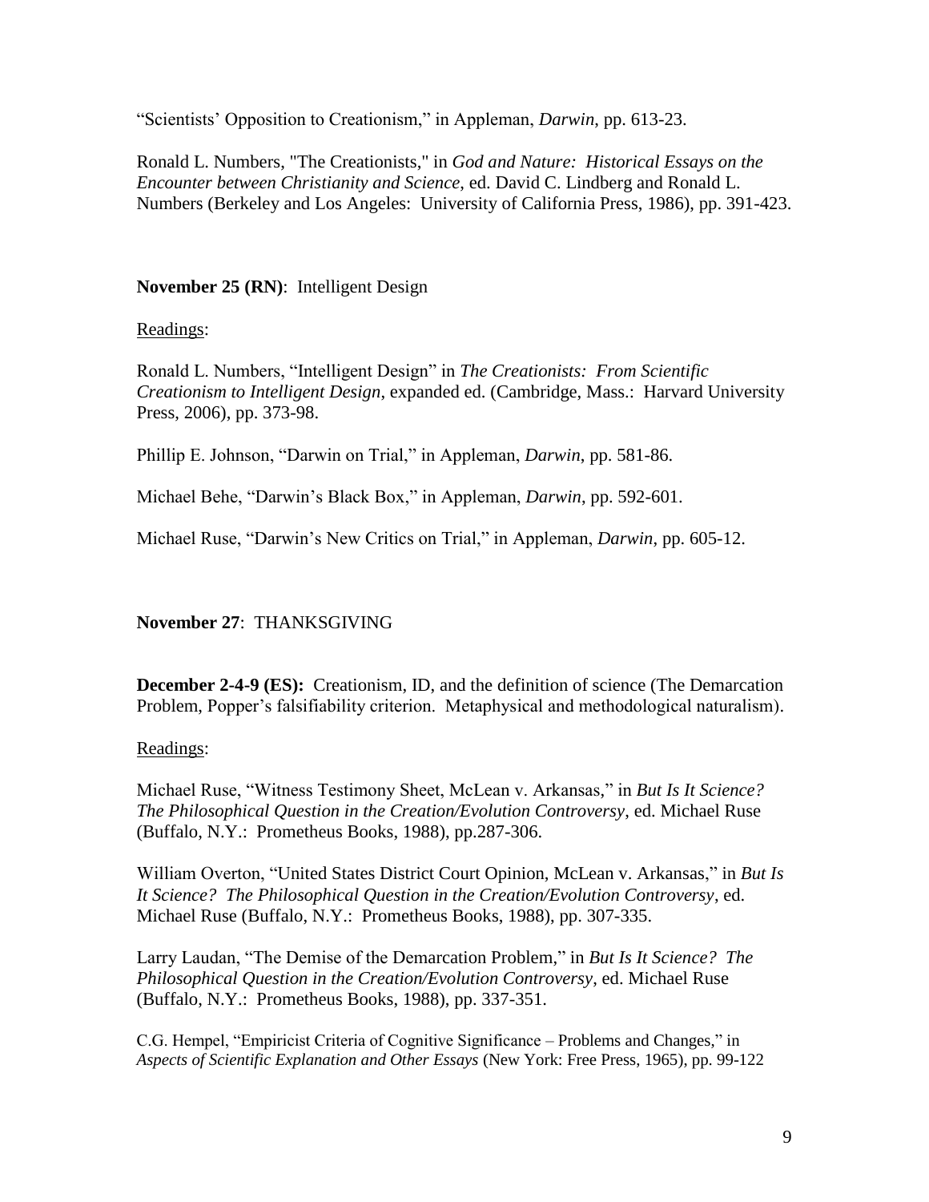"Scientists' Opposition to Creationism," in Appleman, *Darwin*, pp. 613-23.

Ronald L. Numbers, "The Creationists," in *God and Nature: Historical Essays on the Encounter between Christianity and Science*, ed. David C. Lindberg and Ronald L. Numbers (Berkeley and Los Angeles: University of California Press, 1986), pp. 391-423.

**November 25 (RN)**: Intelligent Design

Readings:

Ronald L. Numbers, "Intelligent Design" in *The Creationists: From Scientific Creationism to Intelligent Design*, expanded ed. (Cambridge, Mass.: Harvard University Press, 2006), pp. 373-98.

Phillip E. Johnson, "Darwin on Trial," in Appleman, *Darwin*, pp. 581-86.

Michael Behe, "Darwin's Black Box," in Appleman, *Darwin*, pp. 592-601.

Michael Ruse, "Darwin's New Critics on Trial," in Appleman, *Darwin*, pp. 605-12.

**November 27**: THANKSGIVING

**December 2-4-9 (ES):** Creationism, ID, and the definition of science (The Demarcation Problem, Popper's falsifiability criterion. Metaphysical and methodological naturalism).

Readings:

Michael Ruse, "Witness Testimony Sheet, McLean v. Arkansas," in *But Is It Science? The Philosophical Question in the Creation/Evolution Controversy*, ed. Michael Ruse (Buffalo, N.Y.: Prometheus Books, 1988), pp.287-306.

William Overton, "United States District Court Opinion, McLean v. Arkansas," in *But Is It Science? The Philosophical Question in the Creation/Evolution Controversy*, ed. Michael Ruse (Buffalo, N.Y.: Prometheus Books, 1988), pp. 307-335.

Larry Laudan, "The Demise of the Demarcation Problem," in *But Is It Science? The Philosophical Question in the Creation/Evolution Controversy*, ed. Michael Ruse (Buffalo, N.Y.: Prometheus Books, 1988), pp. 337-351.

C.G. Hempel, "Empiricist Criteria of Cognitive Significance – Problems and Changes," in *Aspects of Scientific Explanation and Other Essays* (New York: Free Press, 1965), pp. 99-122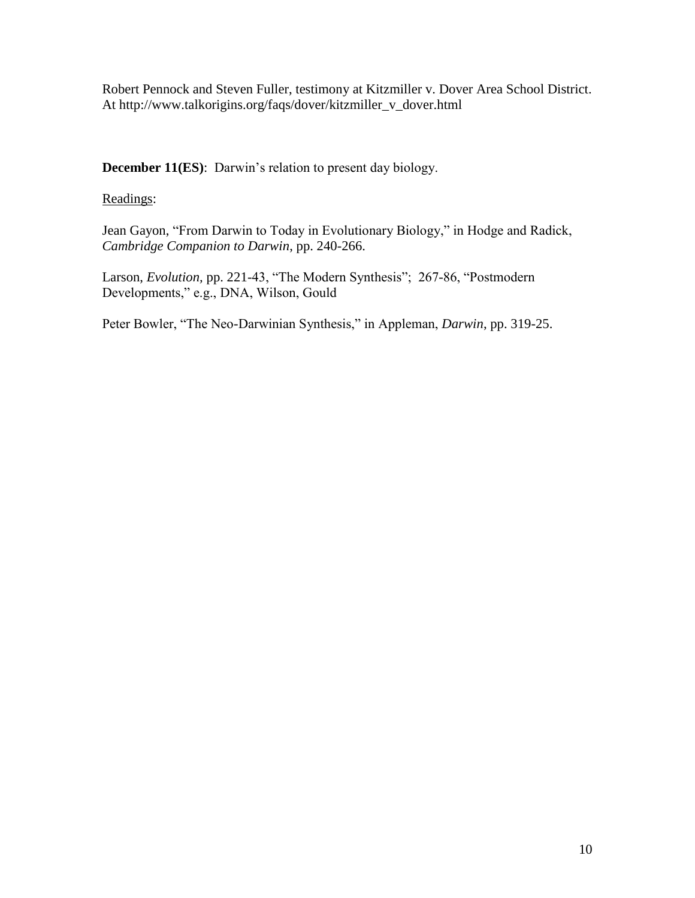Robert Pennock and Steven Fuller, testimony at Kitzmiller v. Dover Area School District. At http://www.talkorigins.org/faqs/dover/kitzmiller_v_dover.html

**December 11(ES)**: Darwin's relation to present day biology.

Readings:

Jean Gayon, "From Darwin to Today in Evolutionary Biology," in Hodge and Radick, *Cambridge Companion to Darwin*, pp. 240-266.

Larson, *Evolution,* pp. 221-43, "The Modern Synthesis"; 267-86, "Postmodern Developments," e.g., DNA, Wilson, Gould

Peter Bowler, "The Neo-Darwinian Synthesis," in Appleman, *Darwin*, pp. 319-25.